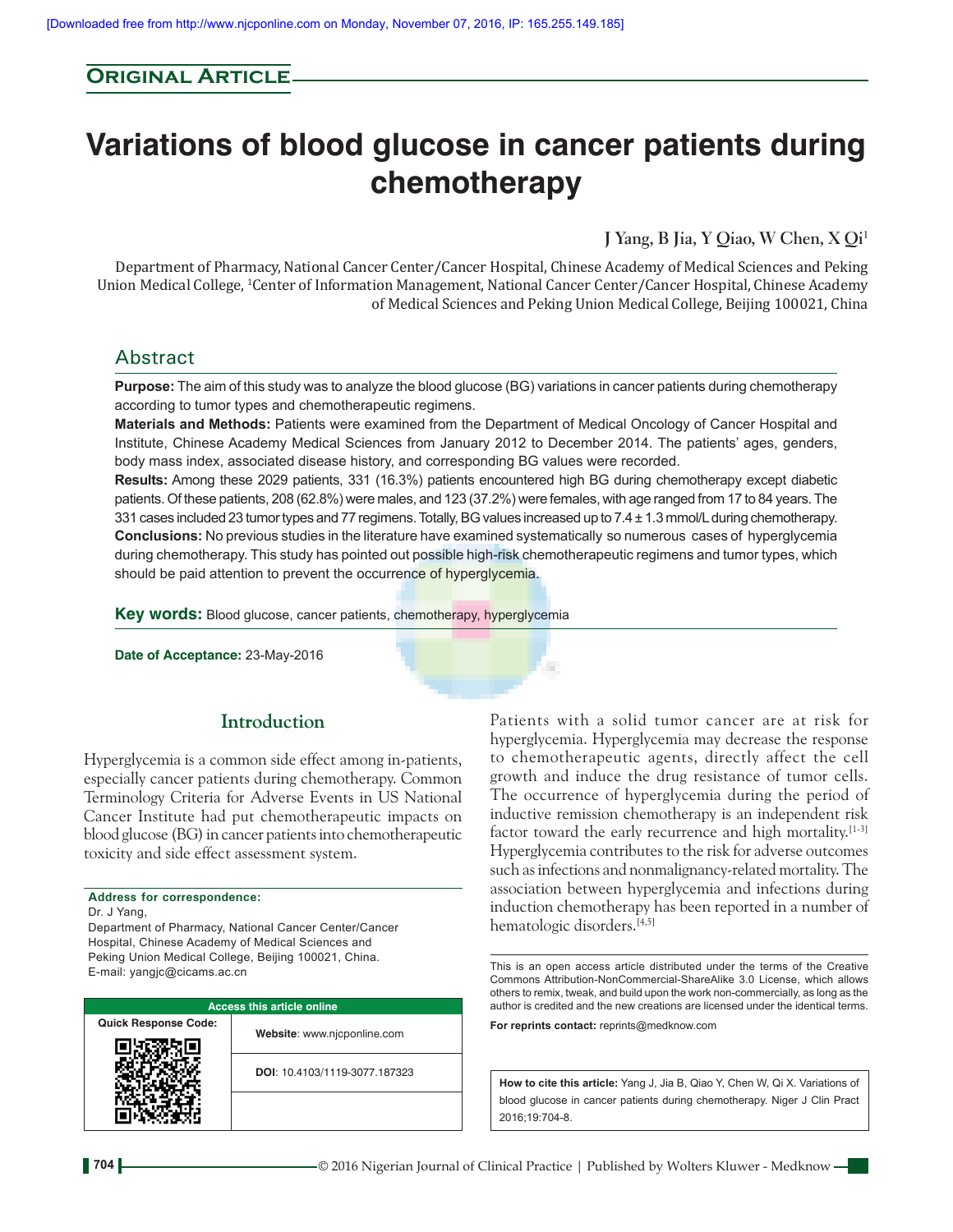Original Article

# Variations of blood glucose in cancer patients during chemotherapy

**J Yang, B Jia, Y Qiao, W Chen, X Qi[1]**

Department of Pharmacy, National Cancer Center/Cancer Hospital, Chinese Academy of Medical Sciences and Peking Union Medical College, [1]Center of Information Management, National Cancer Center/Cancer Hospital, Chinese Academy of Medical Sciences and Peking Union Medical College, Beijing 100021, China

## Abstract

**Purpose:** The aim of this study was to analyze the blood glucose (BG) variations in cancer patients during chemotherapy according to tumor types and chemotherapeutic regimens.

**Materials and Methods:** Patients were examined from the Department of Medical Oncology of Cancer Hospital and Institute, Chinese Academy Medical Sciences from January 2012 to December 2014. The patients' ages, genders, body mass index, associated disease history, and corresponding BG values were recorded.

**Results:** Among these 2029 patients, 331 (16.3%) patients encountered high BG during chemotherapy except diabetic patients. Of these patients, 208 (62.8%) were males, and 123 (37.2%) were females, with age ranged from 17 to 84 years. The 331 cases included 23 tumor types and 77 regimens. Totally, BG values increased up to 7.4 ± 1.3 mmol/L during chemotherapy.

**Conclusions:** No previous studies in the literature have examined systematically so numerous cases of hyperglycemia during chemotherapy. This study has pointed out possible high-risk chemotherapeutic regimens and tumor types, which should be paid attention to prevent the occurrence of hyperglycemia.

**Key words:** Blood glucose, cancer patients, chemotherapy, hyperglycemia

**Date of Acceptance:** 23-May-2016

## Introduction

Hyperglycemia is a common side effect among in-patients, especially cancer patients during chemotherapy. Common Terminology Criteria for Adverse Events in US National Cancer Institute had put chemotherapeutic impacts on blood glucose (BG) in cancer patients into chemotherapeutic toxicity and side effect assessment system.

Patients with a solid tumor cancer are at risk for hyperglycemia. Hyperglycemia may decrease the response to chemotherapeutic agents, directly affect the cell growth and induce the drug resistance of tumor cells. The occurrence of hyperglycemia during the period of inductive remission chemotherapy is an independent risk factor toward the early recurrence and high mortality.[1-3] Hyperglycemia contributes to the risk for adverse outcomes such as infections and nonmalignancy-related mortality. The association between hyperglycemia and infections during induction chemotherapy has been reported in a number of hematologic disorders.[4,5]

**Address for correspondence:**
Dr. J Yang,
Department of Pharmacy, National Cancer Center/Cancer Hospital, Chinese Academy of Medical Sciences and Peking Union Medical College, Beijing 100021, China.
E-mail: yangjc@cicams.ac.cn

| Access this article online | |
|---|---|
| Quick Response Code: | Website: www.njcponline.com |
| | DOI: 10.4103/1119-3077.187323 |

This is an open access article distributed under the terms of the Creative Commons Attribution-NonCommercial-ShareAlike 3.0 License, which allows others to remix, tweak, and build upon the work non-commercially, as long as the author is credited and the new creations are licensed under the identical terms.

**For reprints contact:** reprints@medknow.com

**How to cite this article:** Yang J, Jia B, Qiao Y, Chen W, Qi X. Variations of blood glucose in cancer patients during chemotherapy. Niger J Clin Pract 2016;19:704-8.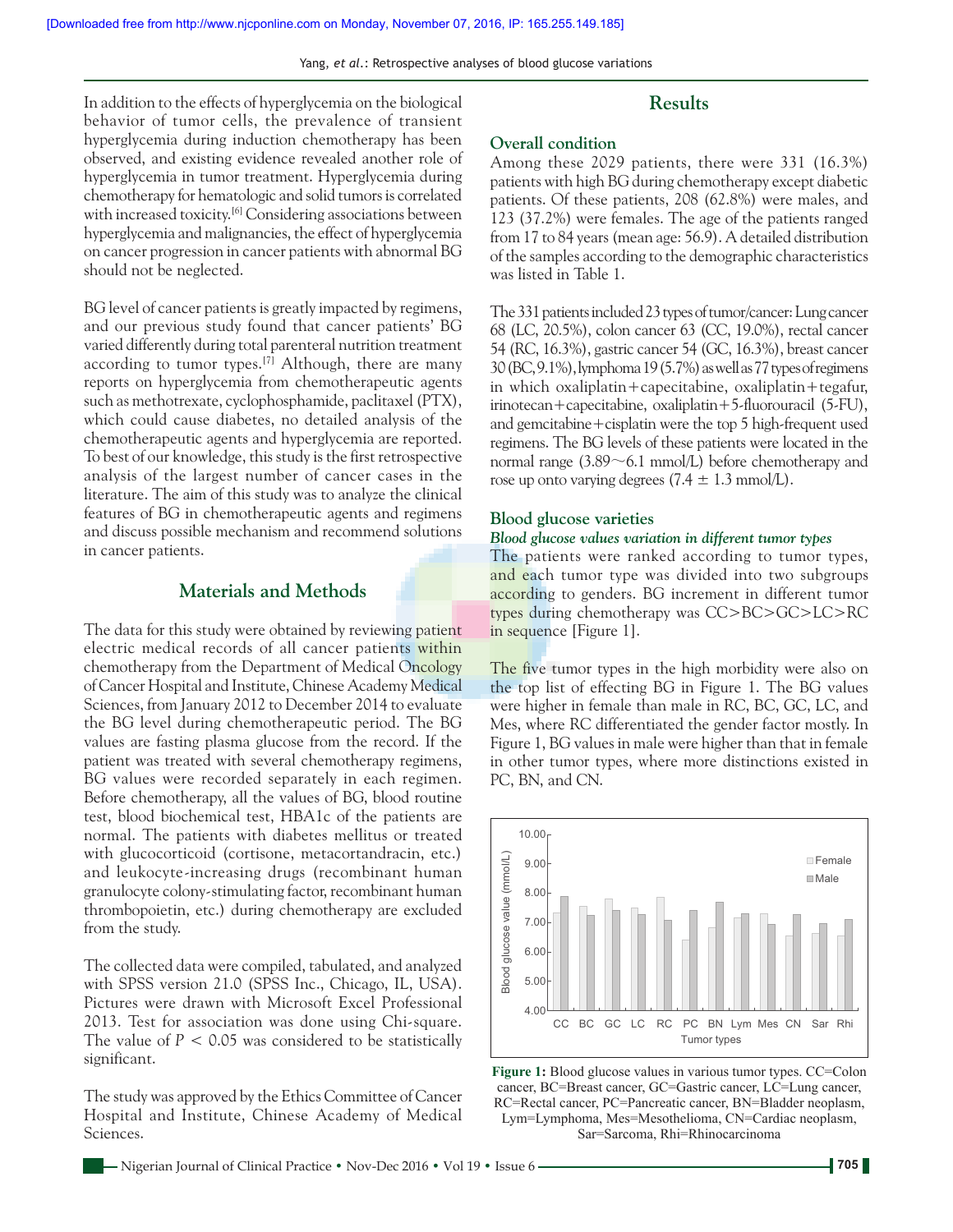In addition to the effects of hyperglycemia on the biological behavior of tumor cells, the prevalence of transient hyperglycemia during induction chemotherapy has been observed, and existing evidence revealed another role of hyperglycemia in tumor treatment. Hyperglycemia during chemotherapy for hematologic and solid tumors is correlated with increased toxicity.[6] Considering associations between hyperglycemia and malignancies, the effect of hyperglycemia on cancer progression in cancer patients with abnormal BG should not be neglected.

BG level of cancer patients is greatly impacted by regimens, and our previous study found that cancer patients' BG varied differently during total parenteral nutrition treatment according to tumor types.[7] Although, there are many reports on hyperglycemia from chemotherapeutic agents such as methotrexate, cyclophosphamide, paclitaxel (PTX), which could cause diabetes, no detailed analysis of the chemotherapeutic agents and hyperglycemia are reported. To best of our knowledge, this study is the first retrospective analysis of the largest number of cancer cases in the literature. The aim of this study was to analyze the clinical features of BG in chemotherapeutic agents and regimens and discuss possible mechanism and recommend solutions in cancer patients.

## Materials and Methods

The data for this study were obtained by reviewing patient electric medical records of all cancer patients within chemotherapy from the Department of Medical Oncology of Cancer Hospital and Institute, Chinese Academy Medical Sciences, from January 2012 to December 2014 to evaluate the BG level during chemotherapeutic period. The BG values are fasting plasma glucose from the record. If the patient was treated with several chemotherapy regimens, BG values were recorded separately in each regimen. Before chemotherapy, all the values of BG, blood routine test, blood biochemical test, HBA1c of the patients are normal. The patients with diabetes mellitus or treated with glucocorticoid (cortisone, metacortandracin, etc.) and leukocyte-increasing drugs (recombinant human granulocyte colony-stimulating factor, recombinant human thrombopoietin, etc.) during chemotherapy are excluded from the study.

The collected data were compiled, tabulated, and analyzed with SPSS version 21.0 (SPSS Inc., Chicago, IL, USA). Pictures were drawn with Microsoft Excel Professional 2013. Test for association was done using Chi-square. The value of $P < 0.05$ was considered to be statistically significant.

The study was approved by the Ethics Committee of Cancer Hospital and Institute, Chinese Academy of Medical Sciences.

## Results

### Overall condition

Among these 2029 patients, there were 331 (16.3%) patients with high BG during chemotherapy except diabetic patients. Of these patients, 208 (62.8%) were males, and 123 (37.2%) were females. The age of the patients ranged from 17 to 84 years (mean age: 56.9). A detailed distribution of the samples according to the demographic characteristics was listed in Table 1.

The 331 patients included 23 types of tumor/cancer: Lung cancer 68 (LC, 20.5%), colon cancer 63 (CC, 19.0%), rectal cancer 54 (RC, 16.3%), gastric cancer 54 (GC, 16.3%), breast cancer 30 (BC, 9.1%), lymphoma 19 (5.7%) as well as 77 types of regimens in which oxaliplatin+capecitabine, oxaliplatin+tegafur, irinotecan+capecitabine, oxaliplatin+5-fluorouracil (5-FU), and gemcitabine+cisplatin were the top 5 high-frequent used regimens. The BG levels of these patients were located in the normal range (3.89~6.1 mmol/L) before chemotherapy and rose up onto varying degrees (7.4 ± 1.3 mmol/L).

### Blood glucose varieties

#### *Blood glucose values variation in different tumor types*

The patients were ranked according to tumor types, and each tumor type was divided into two subgroups according to genders. BG increment in different tumor types during chemotherapy was CC>BC>GC>LC>RC in sequence [Figure 1].

The five tumor types in the high morbidity were also on the top list of effecting BG in Figure 1. The BG values were higher in female than male in RC, BC, GC, LC, and Mes, where RC differentiated the gender factor mostly. In Figure 1, BG values in male were higher than that in female in other tumor types, where more distinctions existed in PC, BN, and CN.

**Figure 1:** Blood glucose values in various tumor types. CC=Colon cancer, BC=Breast cancer, GC=Gastric cancer, LC=Lung cancer, RC=Rectal cancer, PC=Pancreatic cancer, BN=Bladder neoplasm, Lym=Lymphoma, Mes=Mesothelioma, CN=Cardiac neoplasm, Sar=Sarcoma, Rhi=Rhinocarcinoma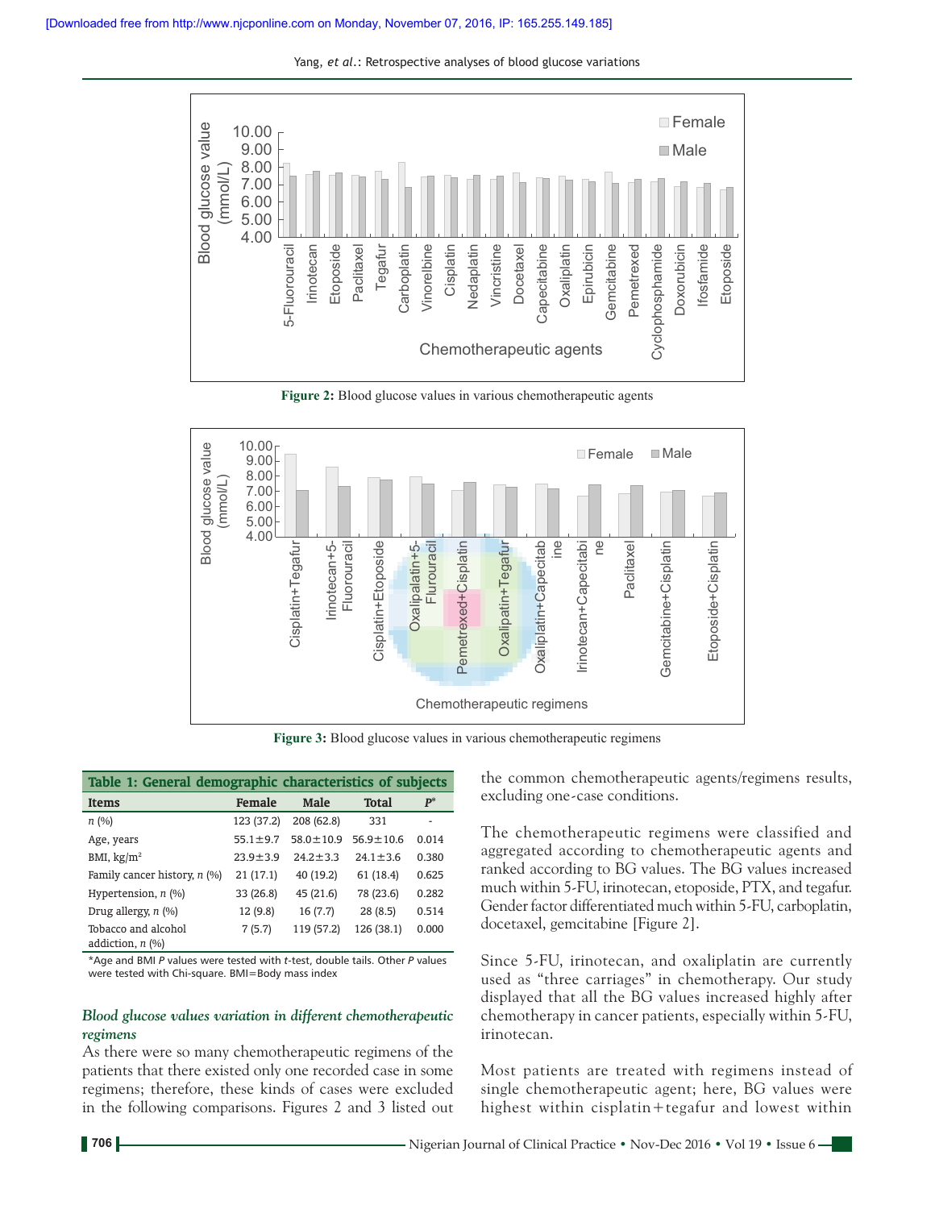**Figure 2:** Blood glucose values in various chemotherapeutic agents

**Figure 3:** Blood glucose values in various chemotherapeutic regimens

| Table 1: General demographic characteristics of subjects | | | | |
|---|---|---|---|---|
| **Items** | **Female** | **Male** | **Total** | **$P^*$** |
| *n* (%) | 123 (37.2) | 208 (62.8) | 331 | - |
| Age, years | 55.1±9.7 | 58.0±10.9 | 56.9±10.6 | 0.014 |
| BMI, kg/m² | 23.9±3.9 | 24.2±3.3 | 24.1±3.6 | 0.380 |
| Family cancer history, *n* (%) | 21 (17.1) | 40 (19.2) | 61 (18.4) | 0.625 |
| Hypertension, *n* (%) | 33 (26.8) | 45 (21.6) | 78 (23.6) | 0.282 |
| Drug allergy, *n* (%) | 12 (9.8) | 16 (7.7) | 28 (8.5) | 0.514 |
| Tobacco and alcohol addiction, *n* (%) | 7 (5.7) | 119 (57.2) | 126 (38.1) | 0.000 |

*Age and BMI *P* values were tested with *t*-test, double tails. Other *P* values were tested with Chi-square. BMI=Body mass index

### *Blood glucose values variation in different chemotherapeutic regimens*

As there were so many chemotherapeutic regimens of the patients that there existed only one recorded case in some regimens; therefore, these kinds of cases were excluded in the following comparisons. Figures 2 and 3 listed out the common chemotherapeutic agents/regimens results, excluding one-case conditions.

The chemotherapeutic regimens were classified and aggregated according to chemotherapeutic agents and ranked according to BG values. The BG values increased much within 5-FU, irinotecan, etoposide, PTX, and tegafur. Gender factor differentiated much within 5-FU, carboplatin, docetaxel, gemcitabine [Figure 2].

Since 5-FU, irinotecan, and oxaliplatin are currently used as "three carriages" in chemotherapy. Our study displayed that all the BG values increased highly after chemotherapy in cancer patients, especially within 5-FU, irinotecan.

Most patients are treated with regimens instead of single chemotherapeutic agent; here, BG values were highest within cisplatin+tegafur and lowest within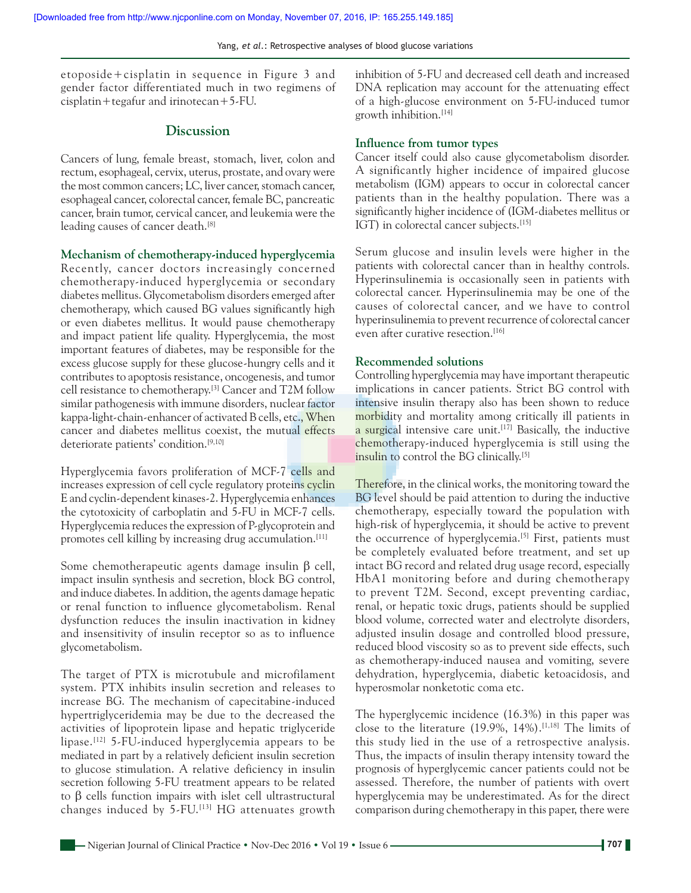etoposide+cisplatin in sequence in Figure 3 and gender factor differentiated much in two regimens of cisplatin+tegafur and irinotecan+5-FU.

## Discussion

Cancers of lung, female breast, stomach, liver, colon and rectum, esophageal, cervix, uterus, prostate, and ovary were the most common cancers; LC, liver cancer, stomach cancer, esophageal cancer, colorectal cancer, female BC, pancreatic cancer, brain tumor, cervical cancer, and leukemia were the leading causes of cancer death.[8]

### Mechanism of chemotherapy-induced hyperglycemia

Recently, cancer doctors increasingly concerned chemotherapy-induced hyperglycemia or secondary diabetes mellitus. Glycometabolism disorders emerged after chemotherapy, which caused BG values significantly high or even diabetes mellitus. It would pause chemotherapy and impact patient life quality. Hyperglycemia, the most important features of diabetes, may be responsible for the excess glucose supply for these glucose-hungry cells and it contributes to apoptosis resistance, oncogenesis, and tumor cell resistance to chemotherapy.[3] Cancer and T2M follow similar pathogenesis with immune disorders, nuclear factor kappa-light-chain-enhancer of activated B cells, etc., When cancer and diabetes mellitus coexist, the mutual effects deteriorate patients' condition.[9,10]

Hyperglycemia favors proliferation of MCF-7 cells and increases expression of cell cycle regulatory proteins cyclin E and cyclin-dependent kinases-2. Hyperglycemia enhances the cytotoxicity of carboplatin and 5-FU in MCF-7 cells. Hyperglycemia reduces the expression of P-glycoprotein and promotes cell killing by increasing drug accumulation.[11]

Some chemotherapeutic agents damage insulin β cell, impact insulin synthesis and secretion, block BG control, and induce diabetes. In addition, the agents damage hepatic or renal function to influence glycometabolism. Renal dysfunction reduces the insulin inactivation in kidney and insensitivity of insulin receptor so as to influence glycometabolism.

The target of PTX is microtubule and microfilament system. PTX inhibits insulin secretion and releases to increase BG. The mechanism of capecitabine-induced hypertriglyceridemia may be due to the decreased the activities of lipoprotein lipase and hepatic triglyceride lipase.[12] 5-FU-induced hyperglycemia appears to be mediated in part by a relatively deficient insulin secretion to glucose stimulation. A relative deficiency in insulin secretion following 5-FU treatment appears to be related to β cells function impairs with islet cell ultrastructural changes induced by 5-FU.[13] HG attenuates growth inhibition of 5-FU and decreased cell death and increased DNA replication may account for the attenuating effect of a high-glucose environment on 5-FU-induced tumor growth inhibition.[14]

### Influence from tumor types

Cancer itself could also cause glycometabolism disorder. A significantly higher incidence of impaired glucose metabolism (IGM) appears to occur in colorectal cancer patients than in the healthy population. There was a significantly higher incidence of (IGM-diabetes mellitus or IGT) in colorectal cancer subjects.[15]

Serum glucose and insulin levels were higher in the patients with colorectal cancer than in healthy controls. Hyperinsulinemia is occasionally seen in patients with colorectal cancer. Hyperinsulinemia may be one of the causes of colorectal cancer, and we have to control hyperinsulinemia to prevent recurrence of colorectal cancer even after curative resection.[16]

### Recommended solutions

Controlling hyperglycemia may have important therapeutic implications in cancer patients. Strict BG control with intensive insulin therapy also has been shown to reduce morbidity and mortality among critically ill patients in a surgical intensive care unit.[17] Basically, the inductive chemotherapy-induced hyperglycemia is still using the insulin to control the BG clinically.[5]

Therefore, in the clinical works, the monitoring toward the BG level should be paid attention to during the inductive chemotherapy, especially toward the population with high-risk of hyperglycemia, it should be active to prevent the occurrence of hyperglycemia.[5] First, patients must be completely evaluated before treatment, and set up intact BG record and related drug usage record, especially HbA1 monitoring before and during chemotherapy to prevent T2M. Second, except preventing cardiac, renal, or hepatic toxic drugs, patients should be supplied blood volume, corrected water and electrolyte disorders, adjusted insulin dosage and controlled blood pressure, reduced blood viscosity so as to prevent side effects, such as chemotherapy-induced nausea and vomiting, severe dehydration, hyperglycemia, diabetic ketoacidosis, and hyperosmolar nonketotic coma etc.

The hyperglycemic incidence (16.3%) in this paper was close to the literature (19.9%, 14%).[1,18] The limits of this study lied in the use of a retrospective analysis. Thus, the impacts of insulin therapy intensity toward the prognosis of hyperglycemic cancer patients could not be assessed. Therefore, the number of patients with overt hyperglycemia may be underestimated. As for the direct comparison during chemotherapy in this paper, there were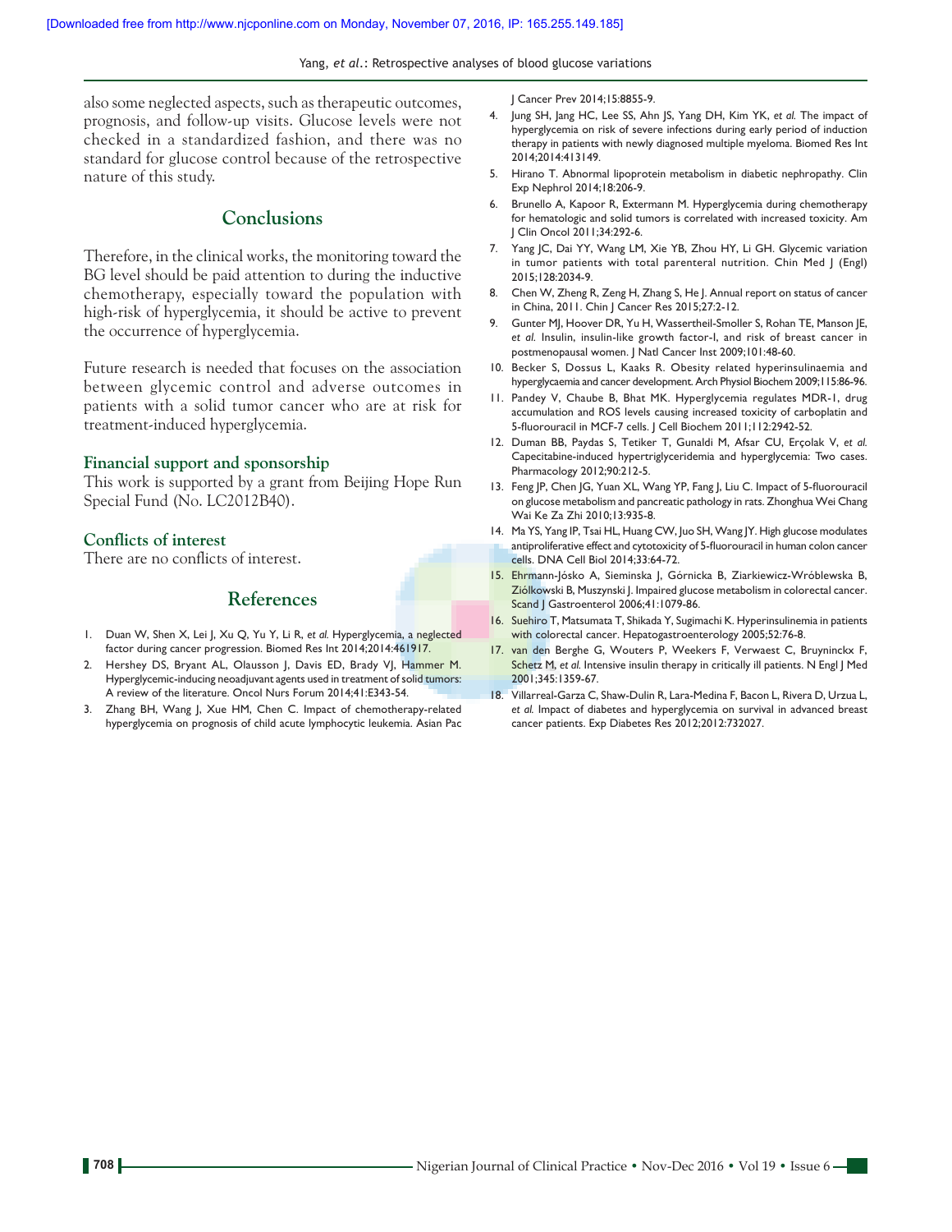also some neglected aspects, such as therapeutic outcomes, prognosis, and follow-up visits. Glucose levels were not checked in a standardized fashion, and there was no standard for glucose control because of the retrospective nature of this study.

## Conclusions

Therefore, in the clinical works, the monitoring toward the BG level should be paid attention to during the inductive chemotherapy, especially toward the population with high-risk of hyperglycemia, it should be active to prevent the occurrence of hyperglycemia.

Future research is needed that focuses on the association between glycemic control and adverse outcomes in patients with a solid tumor cancer who are at risk for treatment-induced hyperglycemia.

### Financial support and sponsorship

This work is supported by a grant from Beijing Hope Run Special Fund (No. LC2012B40).

### Conflicts of interest

There are no conflicts of interest.

## References

1. Duan W, Shen X, Lei J, Xu Q, Yu Y, Li R, *et al.* Hyperglycemia, a neglected factor during cancer progression. Biomed Res Int 2014;2014:461917.
2. Hershey DS, Bryant AL, Olausson J, Davis ED, Brady VJ, Hammer M. Hyperglycemic-inducing neoadjuvant agents used in treatment of solid tumors: A review of the literature. Oncol Nurs Forum 2014;41:E343-54.
3. Zhang BH, Wang J, Xue HM, Chen C. Impact of chemotherapy-related hyperglycemia on prognosis of child acute lymphocytic leukemia. Asian Pac J Cancer Prev 2014;15:8855-9.
4. Jung SH, Jang HC, Lee SS, Ahn JS, Yang DH, Kim YK, *et al.* The impact of hyperglycemia on risk of severe infections during early period of induction therapy in patients with newly diagnosed multiple myeloma. Biomed Res Int 2014;2014:413149.
5. Hirano T. Abnormal lipoprotein metabolism in diabetic nephropathy. Clin Exp Nephrol 2014;18:206-9.
6. Brunello A, Kapoor R, Extermann M. Hyperglycemia during chemotherapy for hematologic and solid tumors is correlated with increased toxicity. Am J Clin Oncol 2011;34:292-6.
7. Yang JC, Dai YY, Wang LM, Xie YB, Zhou HY, Li GH. Glycemic variation in tumor patients with total parenteral nutrition. Chin Med J (Engl) 2015;128:2034-9.
8. Chen W, Zheng R, Zeng H, Zhang S, He J. Annual report on status of cancer in China, 2011. Chin J Cancer Res 2015;27:2-12.
9. Gunter MJ, Hoover DR, Yu H, Wassertheil-Smoller S, Rohan TE, Manson JE, *et al.* Insulin, insulin-like growth factor-I, and risk of breast cancer in postmenopausal women. J Natl Cancer Inst 2009;101:48-60.
10. Becker S, Dossus L, Kaaks R. Obesity related hyperinsulinaemia and hyperglycaemia and cancer development. Arch Physiol Biochem 2009;115:86-96.
11. Pandey V, Chaube B, Bhat MK. Hyperglycemia regulates MDR-1, drug accumulation and ROS levels causing increased toxicity of carboplatin and 5-fluorouracil in MCF-7 cells. J Cell Biochem 2011;112:2942-52.
12. Duman BB, Paydas S, Tetiker T, Gunaldi M, Afsar CU, Erçolak V, *et al.* Capecitabine-induced hypertriglyceridemia and hyperglycemia: Two cases. Pharmacology 2012;90:212-5.
13. Feng JP, Chen JG, Yuan XL, Wang YP, Fang J, Liu C. Impact of 5-fluorouracil on glucose metabolism and pancreatic pathology in rats. Zhonghua Wei Chang Wai Ke Za Zhi 2010;13:935-8.
14. Ma YS, Yang IP, Tsai HL, Huang CW, Juo SH, Wang JY. High glucose modulates antiproliferative effect and cytotoxicity of 5-fluorouracil in human colon cancer cells. DNA Cell Biol 2014;33:64-72.
15. Ehrmann-Jósko A, Sieminska J, Górnicka B, Ziarkiewicz-Wróblewska B, Ziólkowski B, Muszynski J. Impaired glucose metabolism in colorectal cancer. Scand J Gastroenterol 2006;41:1079-86.
16. Suehiro T, Matsumata T, Shikada Y, Sugimachi K. Hyperinsulinemia in patients with colorectal cancer. Hepatogastroenterology 2005;52:76-8.
17. van den Berghe G, Wouters P, Weekers F, Verwaest C, Bruyninckx F, Schetz M, *et al.* Intensive insulin therapy in critically ill patients. N Engl J Med 2001;345:1359-67.
18. Villarreal-Garza C, Shaw-Dulin R, Lara-Medina F, Bacon L, Rivera D, Urzua L, *et al.* Impact of diabetes and hyperglycemia on survival in advanced breast cancer patients. Exp Diabetes Res 2012;2012:732027.